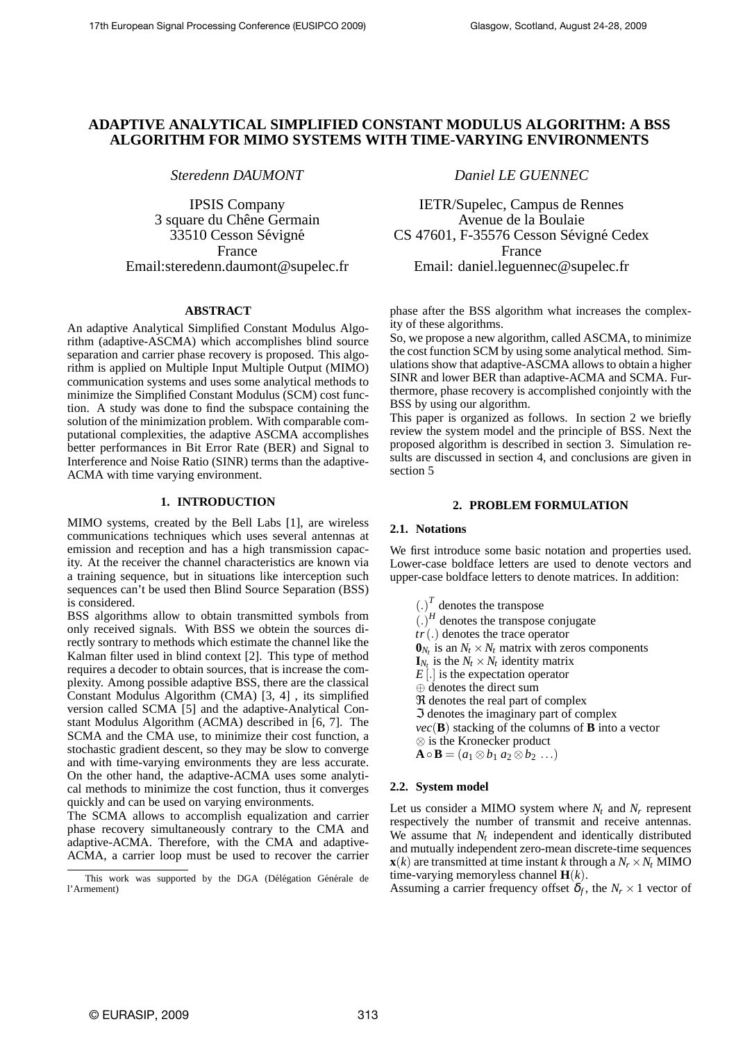# ADAPTIVE ANALYTICAL SIMPLIFIED CONSTANT MODULUS ALGORITHM: A BSS ALGORITHM FOR MIMO SYSTEMS WITH TIME-VARYING ENVIRONMENTS

*Steredenn DAUMONT*

IPSIS Company
3 square du Chêne Germain
33510 Cesson Sévigné
France
Email:steredenn.daumont@supelec.fr

*Daniel LE GUENNEC*

IETR/Supelec, Campus de Rennes
Avenue de la Boulaie
CS 47601, F-35576 Cesson Sévigné Cedex
France
Email: daniel.leguennec@supelec.fr

### ABSTRACT

An adaptive Analytical Simplified Constant Modulus Algorithm (adaptive-ASCMA) which accomplishes blind source separation and carrier phase recovery is proposed. This algorithm is applied on Multiple Input Multiple Output (MIMO) communication systems and uses some analytical methods to minimize the Simplified Constant Modulus (SCM) cost function. A study was done to find the subspace containing the solution of the minimization problem. With comparable computational complexities, the adaptive ASCMA accomplishes better performances in Bit Error Rate (BER) and Signal to Interference and Noise Ratio (SINR) terms than the adaptive-ACMA with time varying environment.

## 1. INTRODUCTION

MIMO systems, created by the Bell Labs [1], are wireless communications techniques which uses several antennas at emission and reception and has a high transmission capacity. At the receiver the channel characteristics are known via a training sequence, but in situations like interception such sequences can't be used then Blind Source Separation (BSS) is considered.

BSS algorithms allow to obtain transmitted symbols from only received signals. With BSS we obtein the sources directly sontrary to methods which estimate the channel like the Kalman filter used in blind context [2]. This type of method requires a decoder to obtain sources, that is increase the complexity. Among possible adaptive BSS, there are the classical Constant Modulus Algorithm (CMA) [3, 4] , its simplified version called SCMA [5] and the adaptive-Analytical Constant Modulus Algorithm (ACMA) described in [6, 7]. The SCMA and the CMA use, to minimize their cost function, a stochastic gradient descent, so they may be slow to converge and with time-varying environments they are less accurate. On the other hand, the adaptive-ACMA uses some analytical methods to minimize the cost function, thus it converges quickly and can be used on varying environments.

The SCMA allows to accomplish equalization and carrier phase recovery simultaneously contrary to the CMA and adaptive-ACMA. Therefore, with the CMA and adaptive-ACMA, a carrier loop must be used to recover the carrier phase after the BSS algorithm what increases the complexity of these algorithms.

So, we propose a new algorithm, called ASCMA, to minimize the cost function SCM by using some analytical method. Simulations show that adaptive-ASCMA allows to obtain a higher SINR and lower BER than adaptive-ACMA and SCMA. Furthermore, phase recovery is accomplished conjointly with the BSS by using our algorithm.

This paper is organized as follows. In section 2 we briefly review the system model and the principle of BSS. Next the proposed algorithm is described in section 3. Simulation results are discussed in section 4, and conclusions are given in section 5

## 2. PROBLEM FORMULATION

### 2.1. Notations

We first introduce some basic notation and properties used. Lower-case boldface letters are used to denote vectors and upper-case boldface letters to denote matrices. In addition:

- $(.)^T$ denotes the transpose
- $(.)^H$ denotes the transpose conjugate
- $tr(.)$ denotes the trace operator
- $\mathbf{0}_{N_t}$ is an $N_t \times N_t$ matrix with zeros components
- $\mathbf{I}_{N_t}$ is the $N_t \times N_t$ identity matrix
- $E[.]$ is the expectation operator
- $\oplus$ denotes the direct sum
- $\Re$ denotes the real part of complex
- $\Im$ denotes the imaginary part of complex
- $vec(\mathbf{B})$ stacking of the columns of $\mathbf{B}$ into a vector
- $\otimes$ is the Kronecker product
- $\mathbf{A} \circ \mathbf{B} = (a_1 \otimes b_1 \; a_2 \otimes b_2 \; \ldots)$

### 2.2. System model

Let us consider a MIMO system where $N_t$ and $N_r$ represent respectively the number of transmit and receive antennas. We assume that $N_t$ independent and identically distributed and mutually independent zero-mean discrete-time sequences $\mathbf{x}(k)$ are transmitted at time instant $k$ through a $N_r \times N_t$ MIMO time-varying memoryless channel $\mathbf{H}(k)$.

Assuming a carrier frequency offset $\delta_f$, the $N_r \times 1$ vector of

This work was supported by the DGA (Délégation Générale de l'Armement)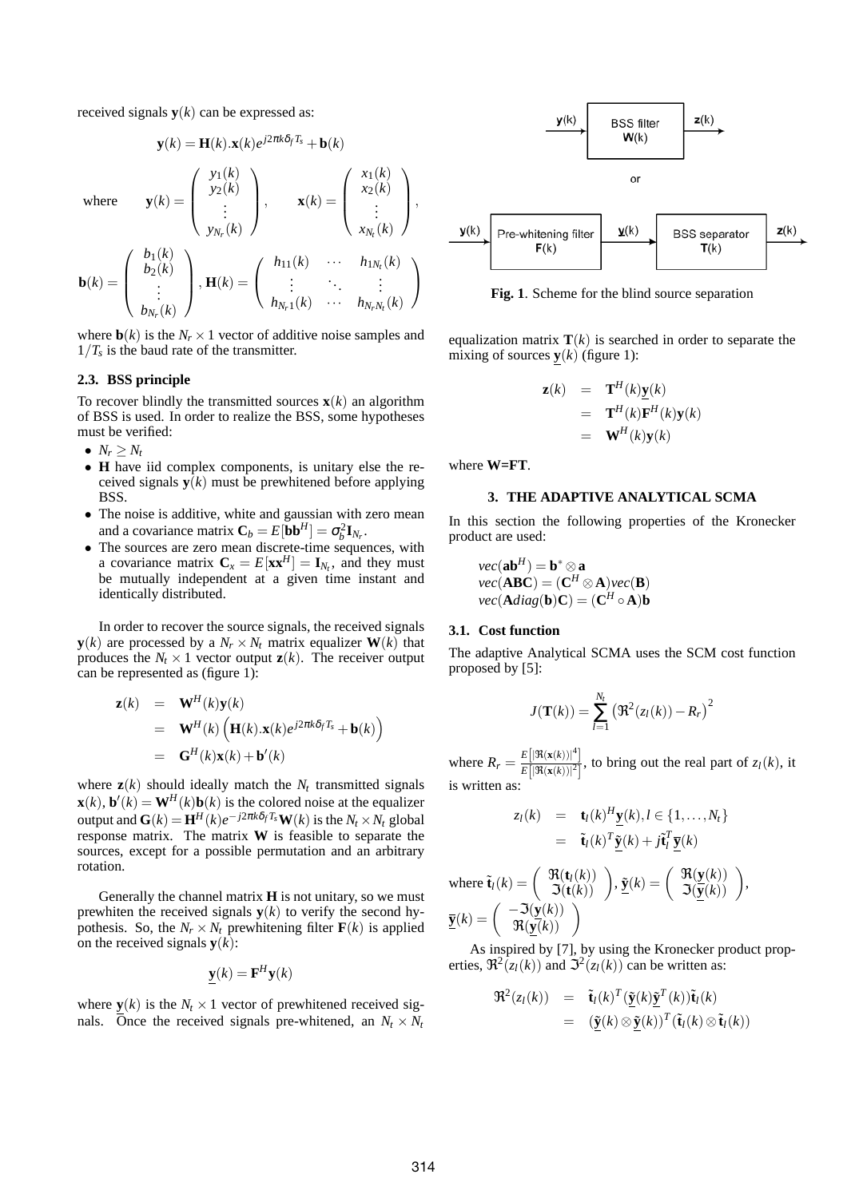received signals $\mathbf{y}(k)$ can be expressed as:

$$\mathbf{y}(k) = \mathbf{H}(k).\mathbf{x}(k)e^{j2\pi k\delta_f T_s} + \mathbf{b}(k)$$

where $\mathbf{y}(k) = \begin{pmatrix} y_1(k) \\ y_2(k) \\ \vdots \\ y_{N_r}(k) \end{pmatrix}$, $\mathbf{x}(k) = \begin{pmatrix} x_1(k) \\ x_2(k) \\ \vdots \\ x_{N_t}(k) \end{pmatrix}$,

$$\mathbf{b}(k) = \begin{pmatrix} b_1(k) \\ b_2(k) \\ \vdots \\ b_{N_r}(k) \end{pmatrix}, \mathbf{H}(k) = \begin{pmatrix} h_{11}(k) & \cdots & h_{1N_t}(k) \\ \vdots & \ddots & \vdots \\ h_{N_r1}(k) & \cdots & h_{N_rN_t}(k) \end{pmatrix}$$

where $\mathbf{b}(k)$ is the $N_r \times 1$ vector of additive noise samples and $1/T_s$ is the baud rate of the transmitter.

### 2.3. BSS principle

To recover blindly the transmitted sources $\mathbf{x}(k)$ an algorithm of BSS is used. In order to realize the BSS, some hypotheses must be verified:

- $N_r \geq N_t$
- $\mathbf{H}$ have iid complex components, is unitary else the received signals $\mathbf{y}(k)$ must be prewhitened before applying BSS.
- The noise is additive, white and gaussian with zero mean and a covariance matrix $\mathbf{C}_b = E[\mathbf{b}\mathbf{b}^H] = \sigma_b^2 \mathbf{I}_{N_r}$.
- The sources are zero mean discrete-time sequences, with a covariance matrix $\mathbf{C}_x = E[\mathbf{x}\mathbf{x}^H] = \mathbf{I}_{N_t}$, and they must be mutually independent at a given time instant and identically distributed.

In order to recover the source signals, the received signals $\mathbf{y}(k)$ are processed by a $N_r \times N_t$ matrix equalizer $\mathbf{W}(k)$ that produces the $N_t \times 1$ vector output $\mathbf{z}(k)$. The receiver output can be represented as (figure 1):

$$\begin{aligned}
\mathbf{z}(k) &= \mathbf{W}^H(k)\mathbf{y}(k) \\
&= \mathbf{W}^H(k)\left(\mathbf{H}(k).\mathbf{x}(k)e^{j2\pi k\delta_f T_s} + \mathbf{b}(k)\right) \\
&= \mathbf{G}^H(k)\mathbf{x}(k) + \mathbf{b}'(k)
\end{aligned}$$

where $\mathbf{z}(k)$ should ideally match the $N_t$ transmitted signals $\mathbf{x}(k)$, $\mathbf{b}'(k) = \mathbf{W}^H(k)\mathbf{b}(k)$ is the colored noise at the equalizer output and $\mathbf{G}(k) = \mathbf{H}^H(k)e^{-j2\pi k\delta_f T_s}\mathbf{W}(k)$ is the $N_t \times N_t$ global response matrix. The matrix $\mathbf{W}$ is feasible to separate the sources, except for a possible permutation and an arbitrary rotation.

Generally the channel matrix $\mathbf{H}$ is not unitary, so we must prewhiten the received signals $\mathbf{y}(k)$ to verify the second hypothesis. So, the $N_r \times N_t$ prewhitening filter $\mathbf{F}(k)$ is applied on the received signals $\mathbf{y}(k)$:

$$\underline{\mathbf{y}}(k) = \mathbf{F}^H \mathbf{y}(k)$$

where $\underline{\mathbf{y}}(k)$ is the $N_t \times 1$ vector of prewhitened received signals. Once the received signals pre-whitened, an $N_t \times N_t$ equalization matrix $\mathbf{T}(k)$ is searched in order to separate the mixing of sources $\underline{\mathbf{y}}(k)$ (figure 1):

y(k) → BSS filter W(k) → z(k)

or

y(k) → Pre-whitening filter F(k) → $\underline{\mathbf{y}}$(k) → BSS separator T(k) → z(k)

**Fig. 1**. Scheme for the blind source separation

$$\begin{aligned}
\mathbf{z}(k) &= \mathbf{T}^H(k)\underline{\mathbf{y}}(k) \\
&= \mathbf{T}^H(k)\mathbf{F}^H(k)\mathbf{y}(k) \\
&= \mathbf{W}^H(k)\mathbf{y}(k)
\end{aligned}$$

where **W=FT**.

## 3. THE ADAPTIVE ANALYTICAL SCMA

In this section the following properties of the Kronecker product are used:

$$vec(\mathbf{a}\mathbf{b}^H) = \mathbf{b}^* \otimes \mathbf{a}$$
$$vec(\mathbf{ABC}) = (\mathbf{C}^H \otimes \mathbf{A})vec(\mathbf{B})$$
$$vec(\mathbf{A}diag(\mathbf{b})\mathbf{C}) = (\mathbf{C}^H \circ \mathbf{A})\mathbf{b}$$

### 3.1. Cost function

The adaptive Analytical SCMA uses the SCM cost function proposed by [5]:

$$J(\mathbf{T}(k)) = \sum_{l=1}^{N_t} \left(\Re^2(z_l(k)) - R_r\right)^2$$

where $R_r = \frac{E\left[|\Re(\mathbf{x}(k))|^4\right]}{E\left[|\Re(\mathbf{x}(k))|^2\right]}$, to bring out the real part of $z_l(k)$, it is written as:

$$\begin{aligned}
z_l(k) &= \mathbf{t}_l(k)^H \underline{\mathbf{y}}(k), l \in \{1, \ldots, N_t\} \\
&= \tilde{\mathbf{t}}_l(k)^T \tilde{\underline{\mathbf{y}}}(k) + j\tilde{\mathbf{t}}_l^T \overline{\underline{\mathbf{y}}}(k)
\end{aligned}$$

where $\tilde{\mathbf{t}}_l(k) = \begin{pmatrix} \Re(\mathbf{t}_l(k)) \\ \Im(\mathbf{t}(k)) \end{pmatrix}$, $\tilde{\underline{\mathbf{y}}}(k) = \begin{pmatrix} \Re(\mathbf{y}(k)) \\ \Im(\underline{\mathbf{y}}(k)) \end{pmatrix}$, $\overline{\underline{\mathbf{y}}}(k) = \begin{pmatrix} -\Im(\underline{\mathbf{y}}(k)) \\ \Re(\underline{\mathbf{y}}(k)) \end{pmatrix}$

As inspired by [7], by using the Kronecker product properties, $\Re^2(z_l(k))$ and $\Im^2(z_l(k))$ can be written as:

$$\begin{aligned}
\Re^2(z_l(k)) &= \tilde{\mathbf{t}}_l(k)^T(\tilde{\underline{\mathbf{y}}}(k)\tilde{\underline{\mathbf{y}}}^T(k))\tilde{\mathbf{t}}_l(k) \\
&= (\tilde{\underline{\mathbf{y}}}(k) \otimes \tilde{\underline{\mathbf{y}}}(k))^T(\tilde{\mathbf{t}}_l(k) \otimes \tilde{\mathbf{t}}_l(k))
\end{aligned}$$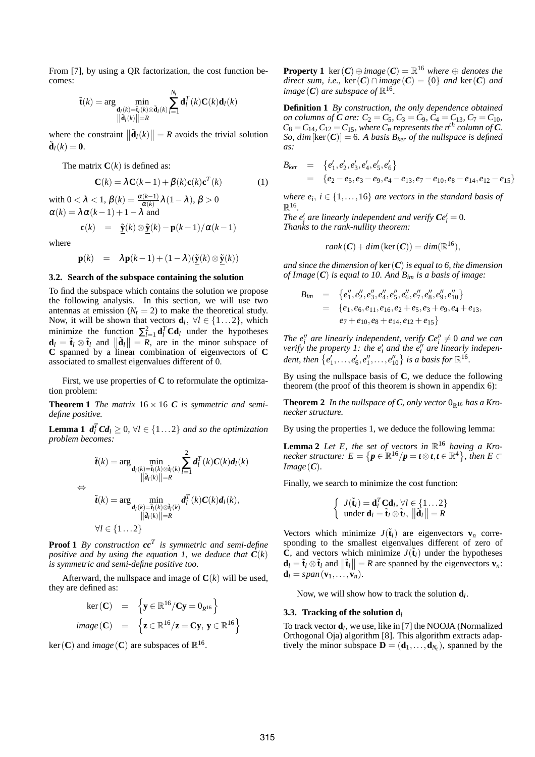From [7], by using a QR factorization, the cost function becomes:

$$\tilde{\mathbf{t}}(k) = \arg \min_{\substack{\mathbf{d}_l(k)=\tilde{\mathbf{t}}_l(k)\otimes\tilde{\mathbf{d}}_l(k) \\ \left\|\tilde{\mathbf{d}}_l(k)\right\|=R}} \sum_{l=1}^{N_t} \mathbf{d}_l^T(k)\mathbf{C}(k)\mathbf{d}_l(k)$$

where the constraint $\left\|\tilde{\mathbf{d}}_l(k)\right\| = R$ avoids the trivial solution $\tilde{\mathbf{d}}_l(k) = \mathbf{0}$.

The matrix $\mathbf{C}(k)$ is defined as:

$$\mathbf{C}(k) = \lambda\mathbf{C}(k-1) + \beta(k)\mathbf{c}(k)\mathbf{c}^T(k) \quad (1)$$

with $0 < \lambda < 1$, $\beta(k) = \frac{\alpha(k-1)}{\alpha(k)}\lambda(1-\lambda)$, $\beta > 0$
$\alpha(k) = \lambda\alpha(k-1) + 1 - \lambda$ and

$$\mathbf{c}(k) = \underline{\tilde{\mathbf{y}}}(k)\otimes\underline{\tilde{\mathbf{y}}}(k) - \mathbf{p}(k-1)/\alpha(k-1)$$

where

$$\mathbf{p}(k) = \lambda\mathbf{p}(k-1) + (1-\lambda)(\underline{\tilde{\mathbf{y}}}(k)\otimes\underline{\tilde{\mathbf{y}}}(k))$$

### 3.2. Search of the subspace containing the solution

To find the subspace which contains the solution we propose the following analysis. In this section, we will use two antennas at emission ($N_t = 2$) to make the theoretical study. Now, it will be shown that vectors $\mathbf{d}_l$, $\forall l \in \{1\ldots2\}$, which minimize the function $\sum_{l=1}^{2}\mathbf{d}_l^T\mathbf{C}\mathbf{d}_l$ under the hypotheses $\mathbf{d}_l = \tilde{\mathbf{t}}_l\otimes\tilde{\mathbf{t}}_l$ and $\left\|\tilde{\mathbf{d}}_l\right\| = R$, are in the minor subspace of $\mathbf{C}$ spanned by a linear combination of eigenvectors of $\mathbf{C}$ associated to smallest eigenvalues different of 0.

First, we use properties of $\mathbf{C}$ to reformulate the optimization problem:

**Theorem 1** *The matrix $16\times16$ $\boldsymbol{C}$ is symmetric and semi-define positive.*

**Lemma 1** *$\boldsymbol{d}_l^T\boldsymbol{C}\boldsymbol{d}_l \geq 0$, $\forall l \in \{1\ldots2\}$ and so the optimization problem becomes:*

$$\tilde{\boldsymbol{t}}(k) = \arg \min_{\substack{\boldsymbol{d}_l(k)=\tilde{\boldsymbol{t}}_l(k)\otimes\tilde{\boldsymbol{t}}_l(k) \\ \left\|\tilde{\boldsymbol{d}}_l(k)\right\|=R}} \sum_{l=1}^{2} \boldsymbol{d}_l^T(k)\boldsymbol{C}(k)\boldsymbol{d}_l(k)$$

$$\Leftrightarrow$$

$$\tilde{\boldsymbol{t}}(k) = \arg \min_{\substack{\boldsymbol{d}_l(k)=\tilde{\boldsymbol{t}}_l(k)\otimes\tilde{\boldsymbol{t}}_l(k) \\ \left\|\tilde{\boldsymbol{d}}_l(k)\right\|=R}} \boldsymbol{d}_l^T(k)\boldsymbol{C}(k)\boldsymbol{d}_l(k),$$

$$\forall l \in \{1\ldots2\}$$

**Proof 1** *By construction $\boldsymbol{c}\boldsymbol{c}^T$ is symmetric and semi-define positive and by using the equation 1, we deduce that $\boldsymbol{C}(k)$ is symmetric and semi-define positive too.*

Afterward, the nullspace and image of $\mathbf{C}(k)$ will be used, they are defined as:

$$\ker(\mathbf{C}) = \left\{\mathbf{y}\in\mathbb{R}^{16}/\mathbf{C}\mathbf{y} = 0_{R^{16}}\right\}$$

$$image(\mathbf{C}) = \left\{\mathbf{z}\in\mathbb{R}^{16}/\mathbf{z} = \mathbf{C}\mathbf{y},\ \mathbf{y}\in\mathbb{R}^{16}\right\}$$

$\ker(\mathbf{C})$ and $image(\mathbf{C})$ are subspaces of $\mathbb{R}^{16}$.

**Property 1** $\ker(\boldsymbol{C})\oplus image(\boldsymbol{C}) = \mathbb{R}^{16}$ *where $\oplus$ denotes the direct sum, i.e.,* $\ker(\boldsymbol{C})\cap image(\boldsymbol{C}) = \{0\}$ *and* $\ker(\boldsymbol{C})$ *and* $image(\boldsymbol{C})$ *are subspace of* $\mathbb{R}^{16}$.

**Definition 1** *By construction, the only dependence obtained on columns of $\boldsymbol{C}$ are: $C_2 = C_5$, $C_3 = C_9$, $C_4 = C_{13}$, $C_7 = C_{10}$, $C_8 = C_{14}$, $C_{12} = C_{15}$, where $C_n$ represents the $n^{th}$ column of $\boldsymbol{C}$. So, $dim[\ker(\boldsymbol{C})] = 6$. A basis $B_{ker}$ of the nullspace is defined as:*

$$\begin{aligned} B_{ker} &= \left\{e'_1, e'_2, e'_3, e'_4, e'_5, e'_6\right\} \\ &= \left\{e_2 - e_5, e_3 - e_9, e_4 - e_{13}, e_7 - e_{10}, e_8 - e_{14}, e_{12} - e_{15}\right\} \end{aligned}$$

*where $e_i$, $i \in \{1,\ldots,16\}$ are vectors in the standard basis of $\mathbb{R}^{16}$.*
*The $e'_i$ are linearly independent and verify $\boldsymbol{C}e'_i = 0$.*
*Thanks to the rank-nullity theorem:*

$$rank(\boldsymbol{C}) + dim(\ker(\boldsymbol{C})) = dim(\mathbb{R}^{16}),$$

*and since the dimension of $\ker(\boldsymbol{C})$ is equal to 6, the dimension of $Image(\boldsymbol{C})$ is equal to 10. And $B_{im}$ is a basis of image:*

$$\begin{aligned} B_{im} &= \left\{e''_1, e''_2, e''_3, e''_4, e''_5, e''_6, e''_7, e''_8, e''_9, e''_{10}\right\} \\ &= \{e_1, e_6, e_{11}, e_{16}, e_2 + e_5, e_3 + e_9, e_4 + e_{13}, \\ &\quad e_7 + e_{10}, e_8 + e_{14}, e_{12} + e_{15}\} \end{aligned}$$

*The $e''_i$ are linearly independent, verify $\boldsymbol{C}e''_i \neq 0$ and we can verify the property 1: the $e'_i$ and the $e''_i$ are linearly independent, then $\left\{e'_1,\ldots,e'_6,e''_1,\ldots,e''_{10}\right\}$ is a basis for $\mathbb{R}^{16}$.*

By using the nullspace basis of $\mathbf{C}$, we deduce the following theorem (the proof of this theorem is shown in appendix 6):

**Theorem 2** *In the nullspace of $\boldsymbol{C}$, only vector $0_{\mathbb{R}^{16}}$ has a Kronecker structure.*

By using the properties 1, we deduce the following lemma:

**Lemma 2** *Let $E$, the set of vectors in $\mathbb{R}^{16}$ having a Kronecker structure: $E = \left\{\boldsymbol{p}\in\mathbb{R}^{16}/\boldsymbol{p} = \boldsymbol{t}\otimes\boldsymbol{t}, \boldsymbol{t}\in\mathbb{R}^4\right\}$, then $E \subset Image(\boldsymbol{C})$.*

Finally, we search to minimize the cost function:

$$\left\{\begin{array}{l} J(\tilde{\mathbf{t}}_l) = \mathbf{d}_l^T\mathbf{C}\mathbf{d}_l,\ \forall l \in \{1\ldots2\} \\ \text{under } \mathbf{d}_l = \tilde{\mathbf{t}}_l\otimes\tilde{\mathbf{t}}_l,\ \left\|\tilde{\mathbf{d}}_l\right\| = R \end{array}\right.$$

Vectors which minimize $J(\tilde{\mathbf{t}}_l)$ are eigenvectors $\mathbf{v}_n$ corresponding to the smallest eigenvalues different of zero of $\mathbf{C}$, and vectors which minimize $J(\tilde{\mathbf{t}}_l)$ under the hypotheses $\mathbf{d}_l = \tilde{\mathbf{t}}_l\otimes\tilde{\mathbf{t}}_l$ and $\left\|\tilde{\mathbf{t}}_l\right\| = R$ are spanned by the eigenvectors $\mathbf{v}_n$: $\mathbf{d}_l = span(\mathbf{v}_1,\ldots,\mathbf{v}_n)$.

Now, we will show how to track the solution $\mathbf{d}_l$.

### 3.3. Tracking of the solution $\mathbf{d}_l$

To track vector $\mathbf{d}_l$, we use, like in [7] the NOOJA (Normalized Orthogonal Oja) algorithm [8]. This algorithm extracts adaptively the minor subspace $\mathbf{D} = (\mathbf{d}_1,\ldots,\mathbf{d}_{N_t})$, spanned by the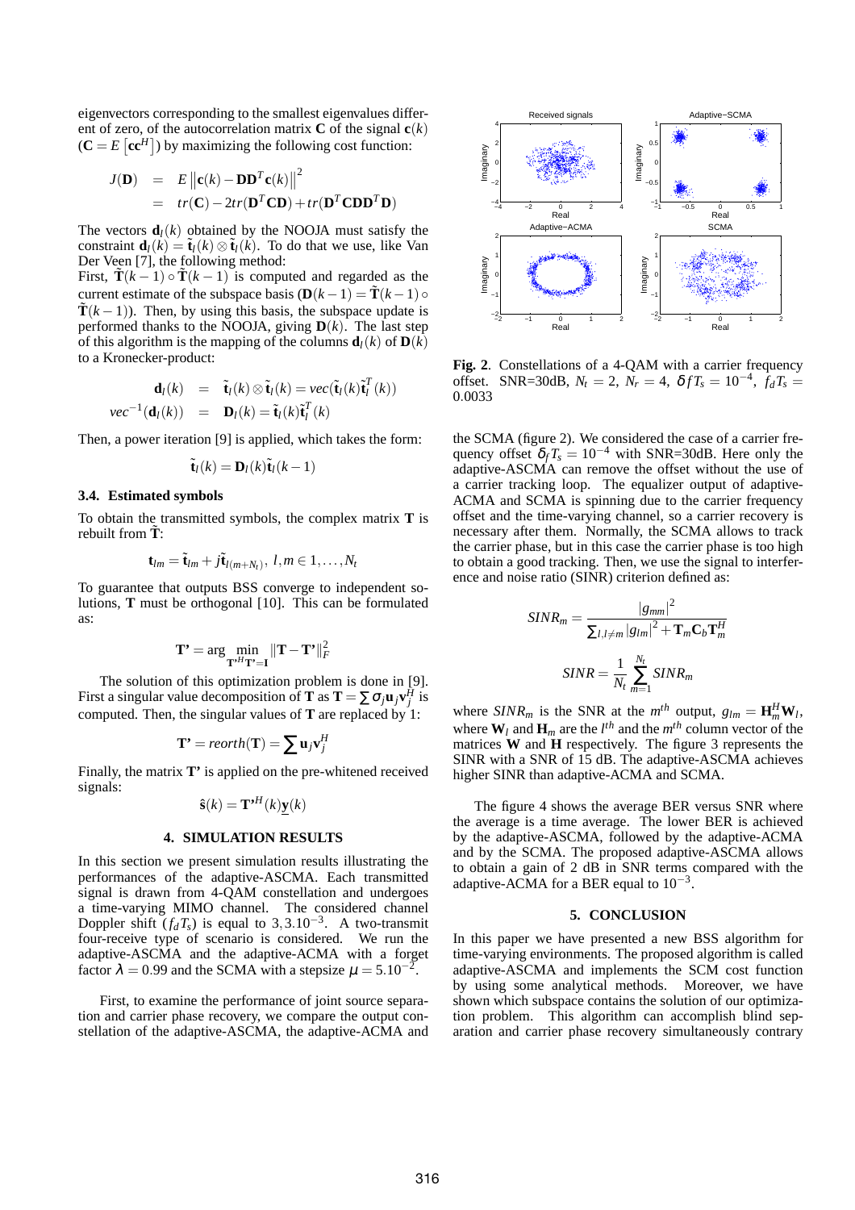eigenvectors corresponding to the smallest eigenvalues different of zero, of the autocorrelation matrix $\mathbf{C}$ of the signal $\mathbf{c}(k)$ ($\mathbf{C} = E\left[\mathbf{c}\mathbf{c}^H\right]$) by maximizing the following cost function:

$$
\begin{aligned}
J(\mathbf{D}) &= E\left\|\mathbf{c}(k) - \mathbf{D}\mathbf{D}^T\mathbf{c}(k)\right\|^2 \\
&= tr(\mathbf{C}) - 2tr(\mathbf{D}^T\mathbf{C}\mathbf{D}) + tr(\mathbf{D}^T\mathbf{C}\mathbf{D}\mathbf{D}^T\mathbf{D})
\end{aligned}
$$

The vectors $\mathbf{d}_l(k)$ obtained by the NOOJA must satisfy the constraint $\mathbf{d}_l(k) = \tilde{\mathbf{t}}_l(k) \otimes \tilde{\mathbf{t}}_l(k)$. To do that we use, like Van Der Veen [7], the following method:
First, $\tilde{\mathbf{T}}(k-1) \circ \tilde{\mathbf{T}}(k-1)$ is computed and regarded as the current estimate of the subspace basis ($\mathbf{D}(k-1) = \tilde{\mathbf{T}}(k-1) \circ \tilde{\mathbf{T}}(k-1)$). Then, by using this basis, the subspace update is performed thanks to the NOOJA, giving $\mathbf{D}(k)$. The last step of this algorithm is the mapping of the columns $\mathbf{d}_l(k)$ of $\mathbf{D}(k)$ to a Kronecker-product:

$$
\begin{aligned}
\mathbf{d}_l(k) &= \tilde{\mathbf{t}}_l(k) \otimes \tilde{\mathbf{t}}_l(k) = vec(\tilde{\mathbf{t}}_l(k)\tilde{\mathbf{t}}_l^T(k)) \\
vec^{-1}(\mathbf{d}_l(k)) &= \mathbf{D}_l(k) = \tilde{\mathbf{t}}_l(k)\tilde{\mathbf{t}}_l^T(k)
\end{aligned}
$$

Then, a power iteration [9] is applied, which takes the form:

$$
\tilde{\mathbf{t}}_l(k) = \mathbf{D}_l(k)\tilde{\mathbf{t}}_l(k-1)
$$

### 3.4. Estimated symbols

To obtain the transmitted symbols, the complex matrix $\mathbf{T}$ is rebuilt from $\tilde{\mathbf{T}}$:

$$
\mathbf{t}_{lm} = \tilde{\mathbf{t}}_{lm} + j\tilde{\mathbf{t}}_{l(m+N_t)}, \; l,m \in 1,\ldots,N_t
$$

To guarantee that outputs BSS converge to independent solutions, $\mathbf{T}$ must be orthogonal [10]. This can be formulated as:

$$
\mathbf{T'} = \arg \min_{\mathbf{T'}^H\mathbf{T'}=\mathbf{I}} \|\mathbf{T} - \mathbf{T'}\|_F^2
$$

The solution of this optimization problem is done in [9]. First a singular value decomposition of $\mathbf{T}$ as $\mathbf{T} = \sum \sigma_j \mathbf{u}_j \mathbf{v}_j^H$ is computed. Then, the singular values of $\mathbf{T}$ are replaced by 1:

$$
\mathbf{T'} = reorth(\mathbf{T}) = \sum \mathbf{u}_j \mathbf{v}_j^H
$$

Finally, the matrix $\mathbf{T'}$ is applied on the pre-whitened received signals:

$$
\hat{\mathbf{s}}(k) = \mathbf{T'}^H(k)\underline{\mathbf{y}}(k)
$$

## 4. SIMULATION RESULTS

In this section we present simulation results illustrating the performances of the adaptive-ASCMA. Each transmitted signal is drawn from 4-QAM constellation and undergoes a time-varying MIMO channel. The considered channel Doppler shift ($f_d T_s$) is equal to $3,3.10^{-3}$. A two-transmit four-receive type of scenario is considered. We run the adaptive-ASCMA and the adaptive-ACMA with a forget factor $\lambda = 0.99$ and the SCMA with a stepsize $\mu = 5.10^{-2}$.

First, to examine the performance of joint source separation and carrier phase recovery, we compare the output constellation of the adaptive-ASCMA, the adaptive-ACMA and the SCMA (figure 2). We considered the case of a carrier frequency offset $\delta_f T_s = 10^{-4}$ with SNR=30dB. Here only the adaptive-ASCMA can remove the offset without the use of a carrier tracking loop. The equalizer output of adaptive-ACMA and SCMA is spinning due to the carrier frequency offset and the time-varying channel, so a carrier recovery is necessary after them. Normally, the SCMA allows to track the carrier phase, but in this case the carrier phase is too high to obtain a good tracking. Then, we use the signal to interference and noise ratio (SINR) criterion defined as:

$$
SINR_m = \frac{|g_{mm}|^2}{\sum_{l,l\neq m} |g_{lm}|^2 + \mathbf{T}_m \mathbf{C}_b \mathbf{T}_m^H}
$$

$$
SINR = \frac{1}{N_t} \sum_{m=1}^{N_t} SINR_m
$$

where $SINR_m$ is the SNR at the $m^{th}$ output, $g_{lm} = \mathbf{H}_m^H \mathbf{W}_l$, where $\mathbf{W}_l$ and $\mathbf{H}_m$ are the $l^{th}$ and the $m^{th}$ column vector of the matrices $\mathbf{W}$ and $\mathbf{H}$ respectively. The figure 3 represents the SINR with a SNR of 15 dB. The adaptive-ASCMA achieves higher SINR than adaptive-ACMA and SCMA.

Received signals
Adaptive−SCMA
Adaptive−ACMA
SCMA
Imaginary
Real

**Fig. 2**. Constellations of a 4-QAM with a carrier frequency offset. SNR=30dB, $N_t = 2$, $N_r = 4$, $\delta f T_s = 10^{-4}$, $f_d T_s = 0.0033$

The figure 4 shows the average BER versus SNR where the average is a time average. The lower BER is achieved by the adaptive-ASCMA, followed by the adaptive-ACMA and by the SCMA. The proposed adaptive-ASCMA allows to obtain a gain of 2 dB in SNR terms compared with the adaptive-ACMA for a BER equal to $10^{-3}$.

## 5. CONCLUSION

In this paper we have presented a new BSS algorithm for time-varying environments. The proposed algorithm is called adaptive-ASCMA and implements the SCM cost function by using some analytical methods. Moreover, we have shown which subspace contains the solution of our optimization problem. This algorithm can accomplish blind separation and carrier phase recovery simultaneously contrary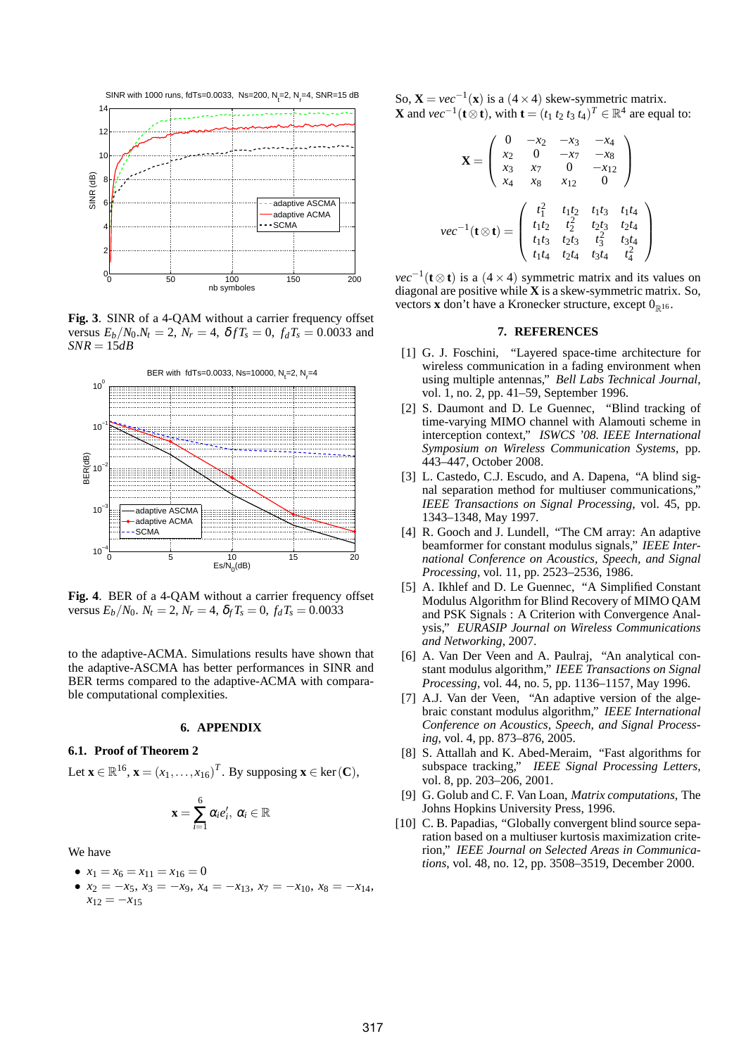SINR with 1000 runs, fdTs=0.0033, Ns=200, N_t=2, N_r=4, SNR=15 dB

SINR (dB)

nb symboles

adaptive ASCMA
adaptive ACMA
SCMA

**Fig. 3**. SINR of a 4-QAM without a carrier frequency offset versus $E_b/N_0.N_t = 2$, $N_r = 4$, $\delta f T_s = 0$, $f_d T_s = 0.0033$ and $SNR = 15dB$

BER with fdTs=0.0033, Ns=10000, N_t=2, N_r=4

BER(dB)

Es/N_0(dB)

adaptive ASCMA
adaptive ACMA
SCMA

**Fig. 4**. BER of a 4-QAM without a carrier frequency offset versus $E_b/N_0$. $N_t = 2$, $N_r = 4$, $\delta_f T_s = 0$, $f_d T_s = 0.0033$

to the adaptive-ACMA. Simulations results have shown that the adaptive-ASCMA has better performances in SINR and BER terms compared to the adaptive-ACMA with comparable computational complexities.

## 6. APPENDIX

### 6.1. Proof of Theorem 2

Let $\mathbf{x} \in \mathbb{R}^{16}$, $\mathbf{x} = (x_1, \ldots, x_{16})^T$. By supposing $\mathbf{x} \in \ker(\mathbf{C})$,

$$\mathbf{x} = \sum_{i=1}^{6} \alpha_i e_i', \ \alpha_i \in \mathbb{R}$$

We have

- $x_1 = x_6 = x_{11} = x_{16} = 0$
- $x_2 = -x_5$, $x_3 = -x_9$, $x_4 = -x_{13}$, $x_7 = -x_{10}$, $x_8 = -x_{14}$, $x_{12} = -x_{15}$

So, $\mathbf{X} = vec^{-1}(\mathbf{x})$ is a $(4 \times 4)$ skew-symmetric matrix. $\mathbf{X}$ and $vec^{-1}(\mathbf{t} \otimes \mathbf{t})$, with $\mathbf{t} = (t_1\ t_2\ t_3\ t_4)^T \in \mathbb{R}^4$ are equal to:

$$\mathbf{X} = \begin{pmatrix} 0 & -x_2 & -x_3 & -x_4 \\ x_2 & 0 & -x_7 & -x_8 \\ x_3 & x_7 & 0 & -x_{12} \\ x_4 & x_8 & x_{12} & 0 \end{pmatrix}$$

$$vec^{-1}(\mathbf{t} \otimes \mathbf{t}) = \begin{pmatrix} t_1^2 & t_1 t_2 & t_1 t_3 & t_1 t_4 \\ t_1 t_2 & t_2^2 & t_2 t_3 & t_2 t_4 \\ t_1 t_3 & t_2 t_3 & t_3^2 & t_3 t_4 \\ t_1 t_4 & t_2 t_4 & t_3 t_4 & t_4^2 \end{pmatrix}$$

$vec^{-1}(\mathbf{t} \otimes \mathbf{t})$ is a $(4 \times 4)$ symmetric matrix and its values on diagonal are positive while $\mathbf{X}$ is a skew-symmetric matrix. So, vectors $\mathbf{x}$ don't have a Kronecker structure, except $0_{\mathbb{R}^{16}}$.

## 7. REFERENCES

[1] G. J. Foschini, "Layered space-time architecture for wireless communication in a fading environment when using multiple antennas," *Bell Labs Technical Journal*, vol. 1, no. 2, pp. 41–59, September 1996.

[2] S. Daumont and D. Le Guennec, "Blind tracking of time-varying MIMO channel with Alamouti scheme in interception context," *ISWCS '08. IEEE International Symposium on Wireless Communication Systems*, pp. 443–447, October 2008.

[3] L. Castedo, C.J. Escudo, and A. Dapena, "A blind signal separation method for multiuser communications," *IEEE Transactions on Signal Processing*, vol. 45, pp. 1343–1348, May 1997.

[4] R. Gooch and J. Lundell, "The CM array: An adaptive beamformer for constant modulus signals," *IEEE International Conference on Acoustics, Speech, and Signal Processing*, vol. 11, pp. 2523–2536, 1986.

[5] A. Ikhlef and D. Le Guennec, "A Simplified Constant Modulus Algorithm for Blind Recovery of MIMO QAM and PSK Signals : A Criterion with Convergence Analysis," *EURASIP Journal on Wireless Communications and Networking*, 2007.

[6] A. Van Der Veen and A. Paulraj, "An analytical constant modulus algorithm," *IEEE Transactions on Signal Processing*, vol. 44, no. 5, pp. 1136–1157, May 1996.

[7] A.J. Van der Veen, "An adaptive version of the algebraic constant modulus algorithm," *IEEE International Conference on Acoustics, Speech, and Signal Processing*, vol. 4, pp. 873–876, 2005.

[8] S. Attallah and K. Abed-Meraim, "Fast algorithms for subspace tracking," *IEEE Signal Processing Letters*, vol. 8, pp. 203–206, 2001.

[9] G. Golub and C. F. Van Loan, *Matrix computations*, The Johns Hopkins University Press, 1996.

[10] C. B. Papadias, "Globally convergent blind source separation based on a multiuser kurtosis maximization criterion," *IEEE Journal on Selected Areas in Communications*, vol. 48, no. 12, pp. 3508–3519, December 2000.